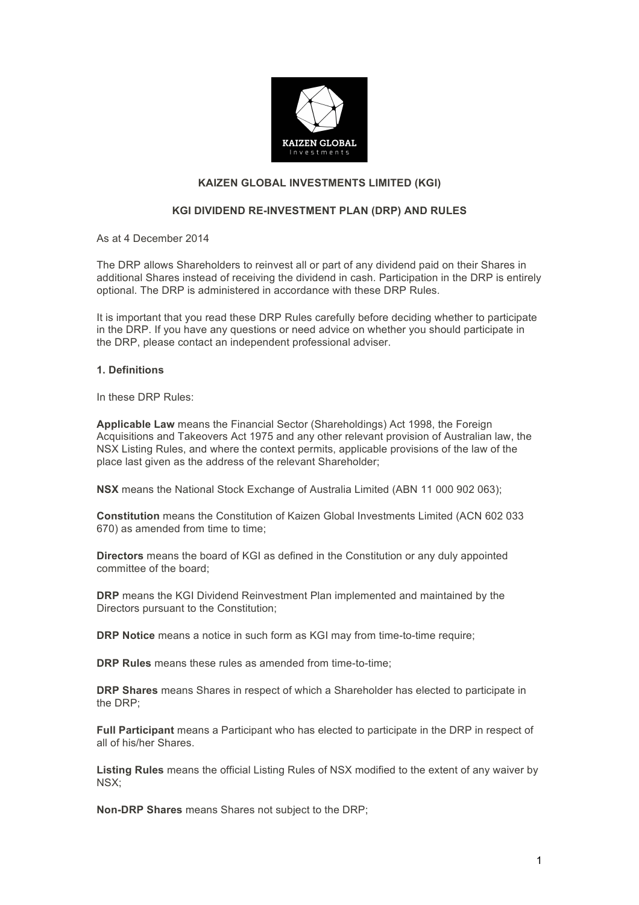# KAIZEN GLOBAL INVESTMENTS LIMITED (KGI)

## KGI DIVIDEND RE-INVESTMENT PLAN (DRP) AND RULES

As at 4 December 2014

The DRP allows Shareholders to reinvest all or part of any dividend paid on their Shares in additional Shares instead of receiving the dividend in cash. Participation in the DRP is entirely optional. The DRP is administered in accordance with these DRP Rules.

It is important that you read these DRP Rules carefully before deciding whether to participate in the DRP. If you have any questions or need advice on whether you should participate in the DRP, please contact an independent professional adviser.

### 1. Definitions

In these DRP Rules:

**Applicable Law** means the Financial Sector (Shareholdings) Act 1998, the Foreign Acquisitions and Takeovers Act 1975 and any other relevant provision of Australian law, the NSX Listing Rules, and where the context permits, applicable provisions of the law of the place last given as the address of the relevant Shareholder;

**NSX** means the National Stock Exchange of Australia Limited (ABN 11 000 902 063);

**Constitution** means the Constitution of Kaizen Global Investments Limited (ACN 602 033 670) as amended from time to time;

**Directors** means the board of KGI as defined in the Constitution or any duly appointed committee of the board;

**DRP** means the KGI Dividend Reinvestment Plan implemented and maintained by the Directors pursuant to the Constitution;

**DRP Notice** means a notice in such form as KGI may from time-to-time require;

**DRP Rules** means these rules as amended from time-to-time;

**DRP Shares** means Shares in respect of which a Shareholder has elected to participate in the DRP;

**Full Participant** means a Participant who has elected to participate in the DRP in respect of all of his/her Shares.

**Listing Rules** means the official Listing Rules of NSX modified to the extent of any waiver by NSX;

**Non-DRP Shares** means Shares not subject to the DRP;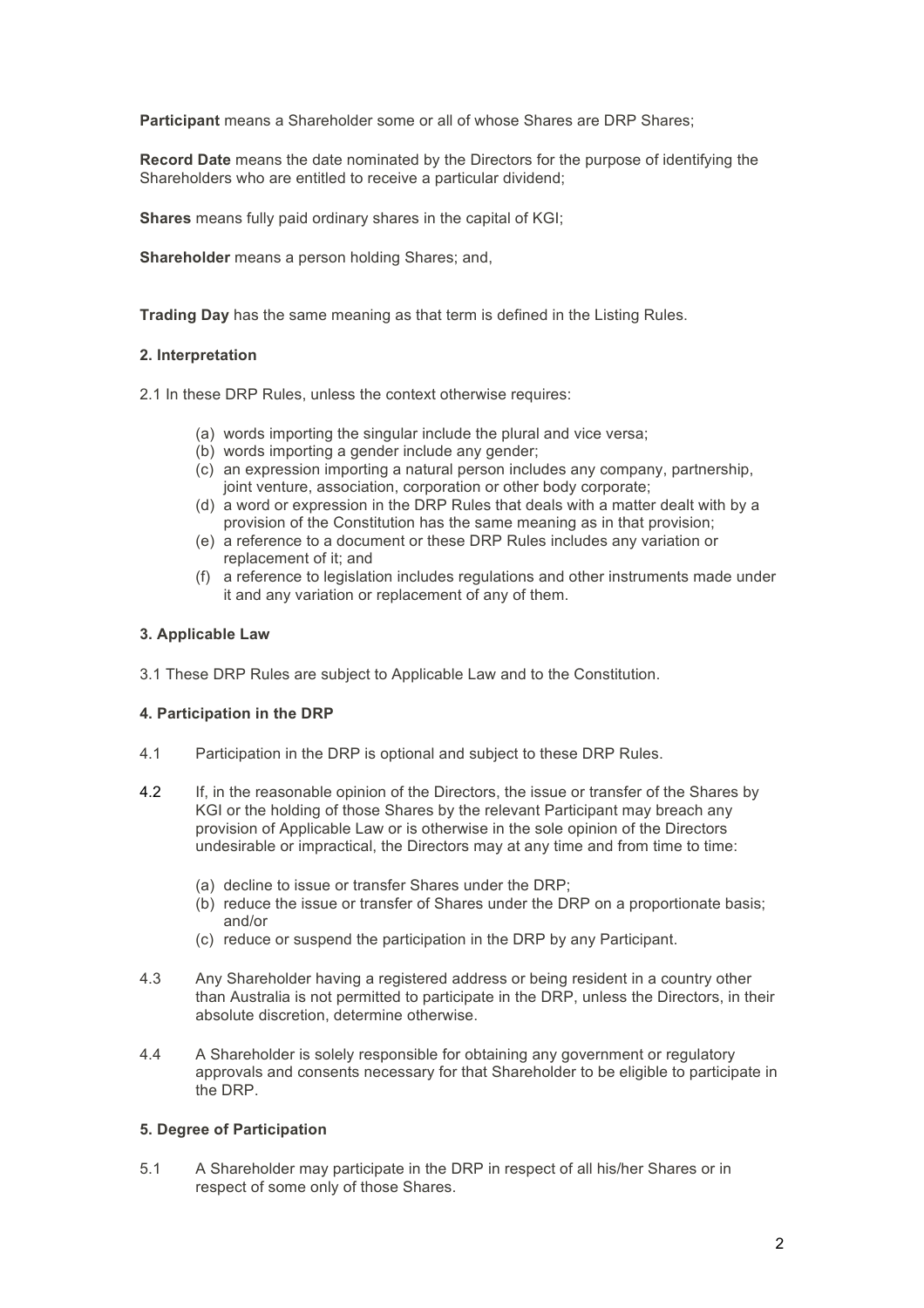**Participant** means a Shareholder some or all of whose Shares are DRP Shares;

**Record Date** means the date nominated by the Directors for the purpose of identifying the Shareholders who are entitled to receive a particular dividend;

**Shares** means fully paid ordinary shares in the capital of KGI;

**Shareholder** means a person holding Shares; and,

**Trading Day** has the same meaning as that term is defined in the Listing Rules.

**2. Interpretation**

2.1 In these DRP Rules, unless the context otherwise requires:

(a) words importing the singular include the plural and vice versa;
(b) words importing a gender include any gender;
(c) an expression importing a natural person includes any company, partnership, joint venture, association, corporation or other body corporate;
(d) a word or expression in the DRP Rules that deals with a matter dealt with by a provision of the Constitution has the same meaning as in that provision;
(e) a reference to a document or these DRP Rules includes any variation or replacement of it; and
(f) a reference to legislation includes regulations and other instruments made under it and any variation or replacement of any of them.

**3. Applicable Law**

3.1 These DRP Rules are subject to Applicable Law and to the Constitution.

**4. Participation in the DRP**

4.1 Participation in the DRP is optional and subject to these DRP Rules.

4.2 If, in the reasonable opinion of the Directors, the issue or transfer of the Shares by KGI or the holding of those Shares by the relevant Participant may breach any provision of Applicable Law or is otherwise in the sole opinion of the Directors undesirable or impractical, the Directors may at any time and from time to time:

(a) decline to issue or transfer Shares under the DRP;
(b) reduce the issue or transfer of Shares under the DRP on a proportionate basis; and/or
(c) reduce or suspend the participation in the DRP by any Participant.

4.3 Any Shareholder having a registered address or being resident in a country other than Australia is not permitted to participate in the DRP, unless the Directors, in their absolute discretion, determine otherwise.

4.4 A Shareholder is solely responsible for obtaining any government or regulatory approvals and consents necessary for that Shareholder to be eligible to participate in the DRP.

**5. Degree of Participation**

5.1 A Shareholder may participate in the DRP in respect of all his/her Shares or in respect of some only of those Shares.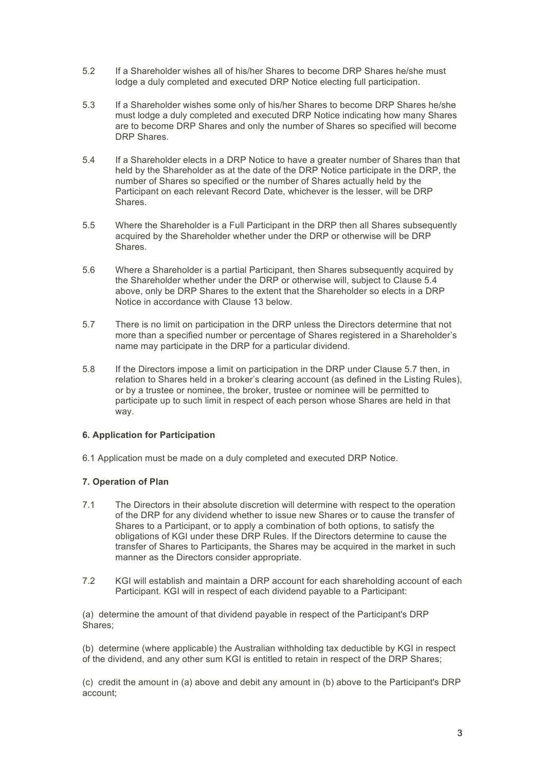5.2 If a Shareholder wishes all of his/her Shares to become DRP Shares he/she must lodge a duly completed and executed DRP Notice electing full participation.

5.3 If a Shareholder wishes some only of his/her Shares to become DRP Shares he/she must lodge a duly completed and executed DRP Notice indicating how many Shares are to become DRP Shares and only the number of Shares so specified will become DRP Shares.

5.4 If a Shareholder elects in a DRP Notice to have a greater number of Shares than that held by the Shareholder as at the date of the DRP Notice participate in the DRP, the number of Shares so specified or the number of Shares actually held by the Participant on each relevant Record Date, whichever is the lesser, will be DRP Shares.

5.5 Where the Shareholder is a Full Participant in the DRP then all Shares subsequently acquired by the Shareholder whether under the DRP or otherwise will be DRP Shares.

5.6 Where a Shareholder is a partial Participant, then Shares subsequently acquired by the Shareholder whether under the DRP or otherwise will, subject to Clause 5.4 above, only be DRP Shares to the extent that the Shareholder so elects in a DRP Notice in accordance with Clause 13 below.

5.7 There is no limit on participation in the DRP unless the Directors determine that not more than a specified number or percentage of Shares registered in a Shareholder's name may participate in the DRP for a particular dividend.

5.8 If the Directors impose a limit on participation in the DRP under Clause 5.7 then, in relation to Shares held in a broker's clearing account (as defined in the Listing Rules), or by a trustee or nominee, the broker, trustee or nominee will be permitted to participate up to such limit in respect of each person whose Shares are held in that way.

**6. Application for Participation**

6.1 Application must be made on a duly completed and executed DRP Notice.

**7. Operation of Plan**

7.1 The Directors in their absolute discretion will determine with respect to the operation of the DRP for any dividend whether to issue new Shares or to cause the transfer of Shares to a Participant, or to apply a combination of both options, to satisfy the obligations of KGI under these DRP Rules. If the Directors determine to cause the transfer of Shares to Participants, the Shares may be acquired in the market in such manner as the Directors consider appropriate.

7.2 KGI will establish and maintain a DRP account for each shareholding account of each Participant. KGI will in respect of each dividend payable to a Participant:

(a) determine the amount of that dividend payable in respect of the Participant's DRP Shares;

(b) determine (where applicable) the Australian withholding tax deductible by KGI in respect of the dividend, and any other sum KGI is entitled to retain in respect of the DRP Shares;

(c) credit the amount in (a) above and debit any amount in (b) above to the Participant's DRP account;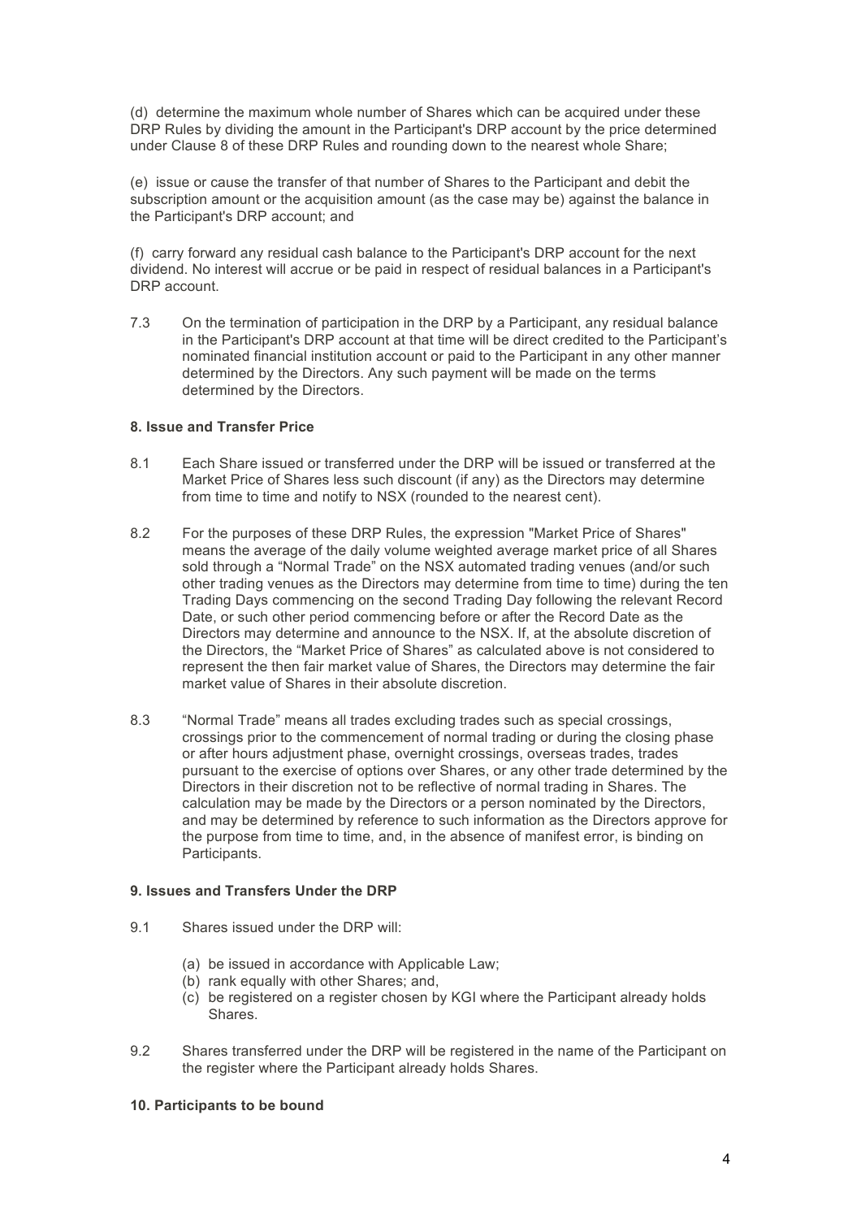(d) determine the maximum whole number of Shares which can be acquired under these DRP Rules by dividing the amount in the Participant's DRP account by the price determined under Clause 8 of these DRP Rules and rounding down to the nearest whole Share;

(e) issue or cause the transfer of that number of Shares to the Participant and debit the subscription amount or the acquisition amount (as the case may be) against the balance in the Participant's DRP account; and

(f) carry forward any residual cash balance to the Participant's DRP account for the next dividend. No interest will accrue or be paid in respect of residual balances in a Participant's DRP account.

7.3 On the termination of participation in the DRP by a Participant, any residual balance in the Participant's DRP account at that time will be direct credited to the Participant's nominated financial institution account or paid to the Participant in any other manner determined by the Directors. Any such payment will be made on the terms determined by the Directors.

**8. Issue and Transfer Price**

8.1 Each Share issued or transferred under the DRP will be issued or transferred at the Market Price of Shares less such discount (if any) as the Directors may determine from time to time and notify to NSX (rounded to the nearest cent).

8.2 For the purposes of these DRP Rules, the expression "Market Price of Shares" means the average of the daily volume weighted average market price of all Shares sold through a "Normal Trade" on the NSX automated trading venues (and/or such other trading venues as the Directors may determine from time to time) during the ten Trading Days commencing on the second Trading Day following the relevant Record Date, or such other period commencing before or after the Record Date as the Directors may determine and announce to the NSX. If, at the absolute discretion of the Directors, the "Market Price of Shares" as calculated above is not considered to represent the then fair market value of Shares, the Directors may determine the fair market value of Shares in their absolute discretion.

8.3 "Normal Trade" means all trades excluding trades such as special crossings, crossings prior to the commencement of normal trading or during the closing phase or after hours adjustment phase, overnight crossings, overseas trades, trades pursuant to the exercise of options over Shares, or any other trade determined by the Directors in their discretion not to be reflective of normal trading in Shares. The calculation may be made by the Directors or a person nominated by the Directors, and may be determined by reference to such information as the Directors approve for the purpose from time to time, and, in the absence of manifest error, is binding on Participants.

**9. Issues and Transfers Under the DRP**

9.1 Shares issued under the DRP will:

(a) be issued in accordance with Applicable Law;
(b) rank equally with other Shares; and,
(c) be registered on a register chosen by KGI where the Participant already holds Shares.

9.2 Shares transferred under the DRP will be registered in the name of the Participant on the register where the Participant already holds Shares.

**10. Participants to be bound**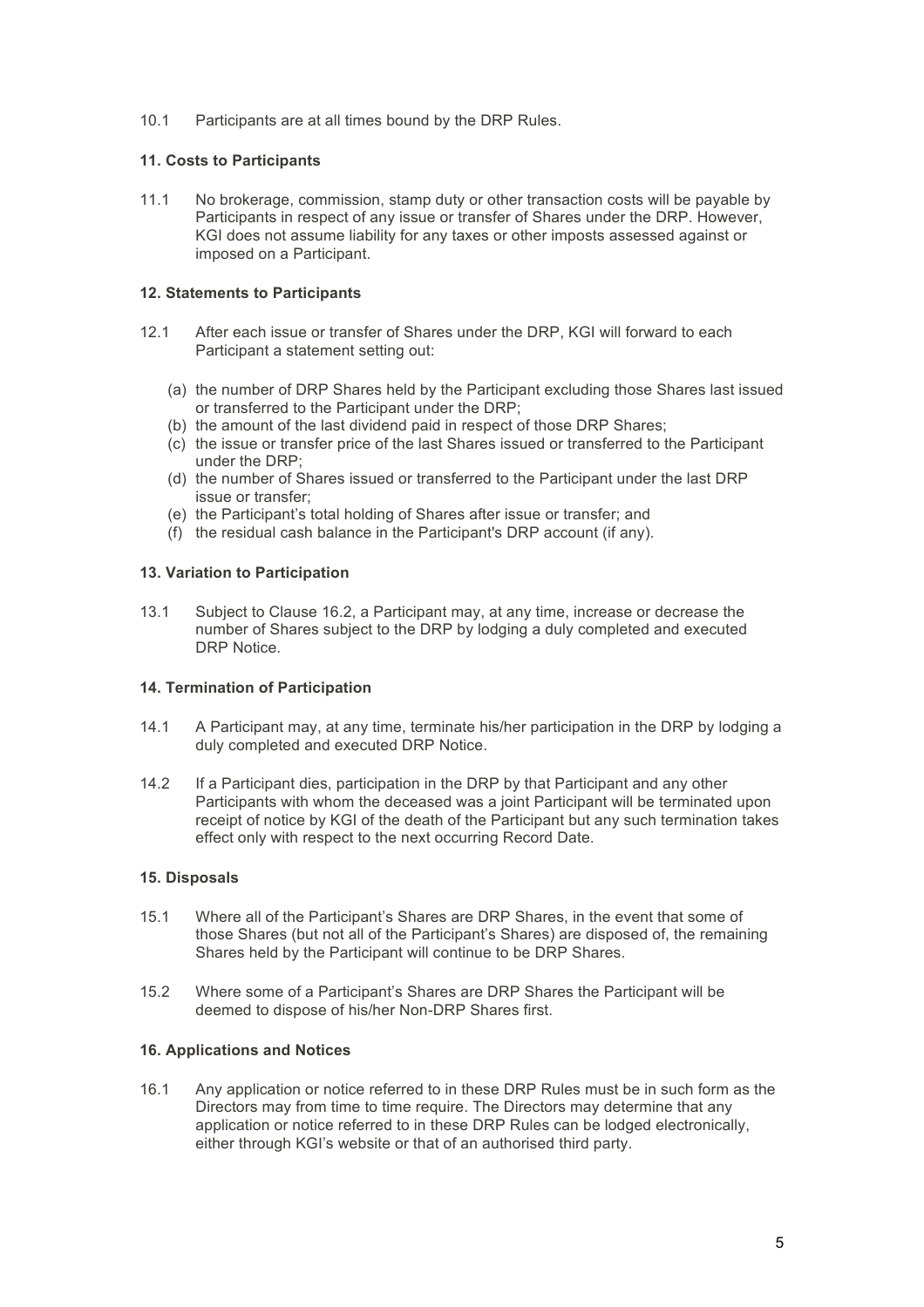10.1 Participants are at all times bound by the DRP Rules.

**11. Costs to Participants**

11.1 No brokerage, commission, stamp duty or other transaction costs will be payable by Participants in respect of any issue or transfer of Shares under the DRP. However, KGI does not assume liability for any taxes or other imposts assessed against or imposed on a Participant.

**12. Statements to Participants**

12.1 After each issue or transfer of Shares under the DRP, KGI will forward to each Participant a statement setting out:

(a) the number of DRP Shares held by the Participant excluding those Shares last issued or transferred to the Participant under the DRP;
(b) the amount of the last dividend paid in respect of those DRP Shares;
(c) the issue or transfer price of the last Shares issued or transferred to the Participant under the DRP;
(d) the number of Shares issued or transferred to the Participant under the last DRP issue or transfer;
(e) the Participant's total holding of Shares after issue or transfer; and
(f) the residual cash balance in the Participant's DRP account (if any).

**13. Variation to Participation**

13.1 Subject to Clause 16.2, a Participant may, at any time, increase or decrease the number of Shares subject to the DRP by lodging a duly completed and executed DRP Notice.

**14. Termination of Participation**

14.1 A Participant may, at any time, terminate his/her participation in the DRP by lodging a duly completed and executed DRP Notice.

14.2 If a Participant dies, participation in the DRP by that Participant and any other Participants with whom the deceased was a joint Participant will be terminated upon receipt of notice by KGI of the death of the Participant but any such termination takes effect only with respect to the next occurring Record Date.

**15. Disposals**

15.1 Where all of the Participant's Shares are DRP Shares, in the event that some of those Shares (but not all of the Participant's Shares) are disposed of, the remaining Shares held by the Participant will continue to be DRP Shares.

15.2 Where some of a Participant's Shares are DRP Shares the Participant will be deemed to dispose of his/her Non-DRP Shares first.

**16. Applications and Notices**

16.1 Any application or notice referred to in these DRP Rules must be in such form as the Directors may from time to time require. The Directors may determine that any application or notice referred to in these DRP Rules can be lodged electronically, either through KGI's website or that of an authorised third party.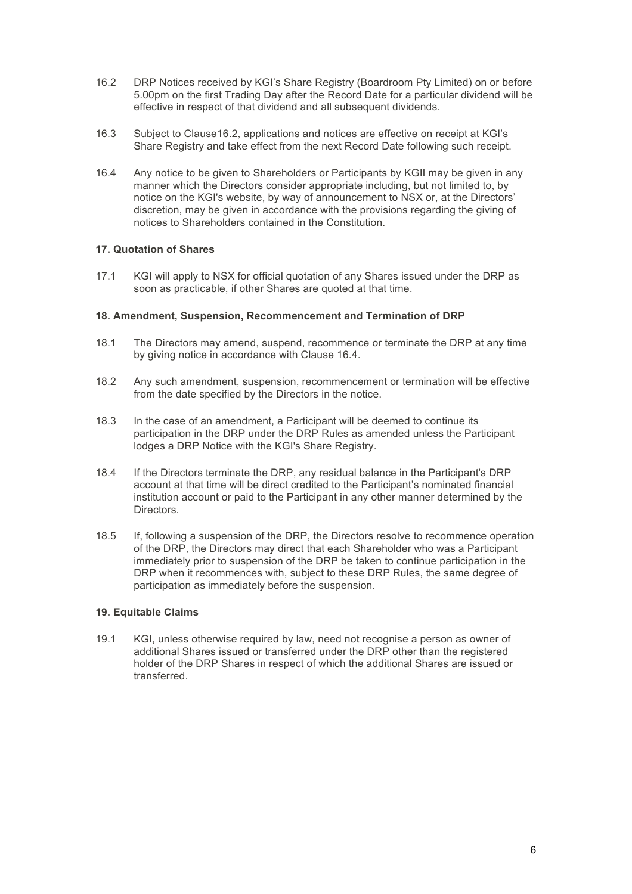16.2 DRP Notices received by KGI's Share Registry (Boardroom Pty Limited) on or before 5.00pm on the first Trading Day after the Record Date for a particular dividend will be effective in respect of that dividend and all subsequent dividends.

16.3 Subject to Clause16.2, applications and notices are effective on receipt at KGI's Share Registry and take effect from the next Record Date following such receipt.

16.4 Any notice to be given to Shareholders or Participants by KGII may be given in any manner which the Directors consider appropriate including, but not limited to, by notice on the KGI's website, by way of announcement to NSX or, at the Directors' discretion, may be given in accordance with the provisions regarding the giving of notices to Shareholders contained in the Constitution.

**17. Quotation of Shares**

17.1 KGI will apply to NSX for official quotation of any Shares issued under the DRP as soon as practicable, if other Shares are quoted at that time.

**18. Amendment, Suspension, Recommencement and Termination of DRP**

18.1 The Directors may amend, suspend, recommence or terminate the DRP at any time by giving notice in accordance with Clause 16.4.

18.2 Any such amendment, suspension, recommencement or termination will be effective from the date specified by the Directors in the notice.

18.3 In the case of an amendment, a Participant will be deemed to continue its participation in the DRP under the DRP Rules as amended unless the Participant lodges a DRP Notice with the KGI's Share Registry.

18.4 If the Directors terminate the DRP, any residual balance in the Participant's DRP account at that time will be direct credited to the Participant's nominated financial institution account or paid to the Participant in any other manner determined by the Directors.

18.5 If, following a suspension of the DRP, the Directors resolve to recommence operation of the DRP, the Directors may direct that each Shareholder who was a Participant immediately prior to suspension of the DRP be taken to continue participation in the DRP when it recommences with, subject to these DRP Rules, the same degree of participation as immediately before the suspension.

**19. Equitable Claims**

19.1 KGI, unless otherwise required by law, need not recognise a person as owner of additional Shares issued or transferred under the DRP other than the registered holder of the DRP Shares in respect of which the additional Shares are issued or transferred.